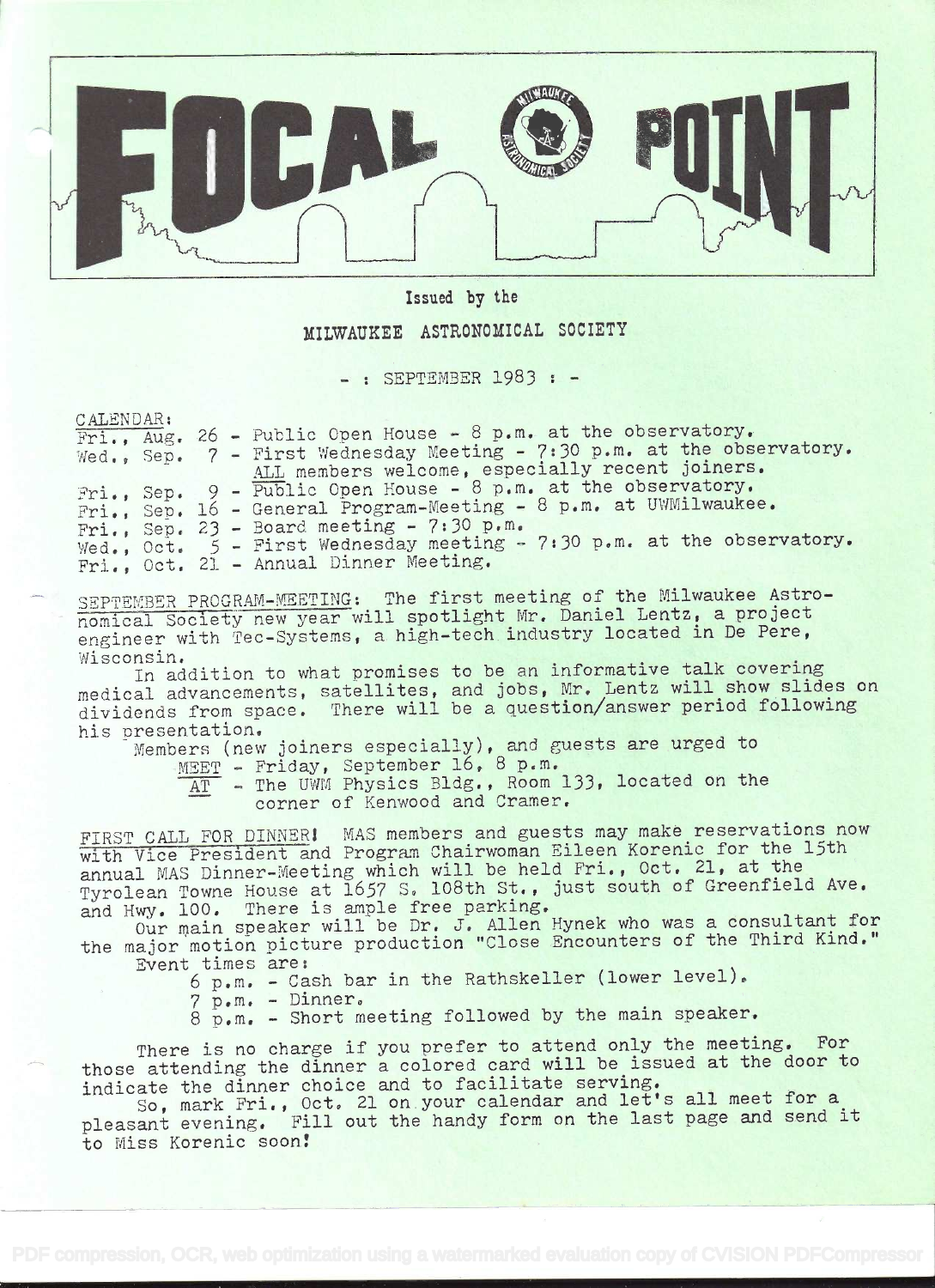# FOCAL POINT

Issued by the

MILWAUKEE ASTRONOMICAL SOCIETY

- : SEPTEMBER 1983 : -

CALENDAR:

Fri., Aug. 26 - Public Open House - 8 p.m. at the observatory.
Wed., Sep. 7 - First Wednesday Meeting - 7:30 p.m. at the observatory. ALL members welcome, especially recent joiners.
Fri., Sep. 9 - Public Open House - 8 p.m. at the observatory.
Fri., Sep. 16 - General Program-Meeting - 8 p.m. at UWMilwaukee.
Fri., Sep. 23 - Board meeting - 7:30 p.m.
Wed., Oct. 5 - First Wednesday meeting - 7:30 p.m. at the observatory.
Fri., Oct. 21 - Annual Dinner Meeting.

SEPTEMBER PROGRAM-MEETING: The first meeting of the Milwaukee Astronomical Society new year will spotlight Mr. Daniel Lentz, a project engineer with Tec-Systems, a high-tech industry located in De Pere, Wisconsin.

In addition to what promises to be an informative talk covering medical advancements, satellites, and jobs, Mr. Lentz will show slides on dividends from space. There will be a question/answer period following his presentation.

Members (new joiners especially), and guests are urged to

MEET - Friday, September 16, 8 p.m.

AT - The UWM Physics Bldg., Room 133, located on the corner of Kenwood and Cramer.

FIRST CALL FOR DINNER! MAS members and guests may make reservations now with Vice President and Program Chairwoman Eileen Korenic for the 15th annual MAS Dinner-Meeting which will be held Fri., Oct. 21, at the Tyrolean Towne House at 1657 S. 108th St., just south of Greenfield Ave. and Hwy. 100. There is ample free parking.

Our main speaker will be Dr. J. Allen Hynek who was a consultant for the major motion picture production "Close Encounters of the Third Kind."

Event times are:

6 p.m. - Cash bar in the Rathskeller (lower level).
7 p.m. - Dinner.
8 p.m. - Short meeting followed by the main speaker.

There is no charge if you prefer to attend only the meeting. For those attending the dinner a colored card will be issued at the door to indicate the dinner choice and to facilitate serving.

So, mark Fri., Oct. 21 on your calendar and let's all meet for a pleasant evening. Fill out the handy form on the last page and send it to Miss Korenic soon!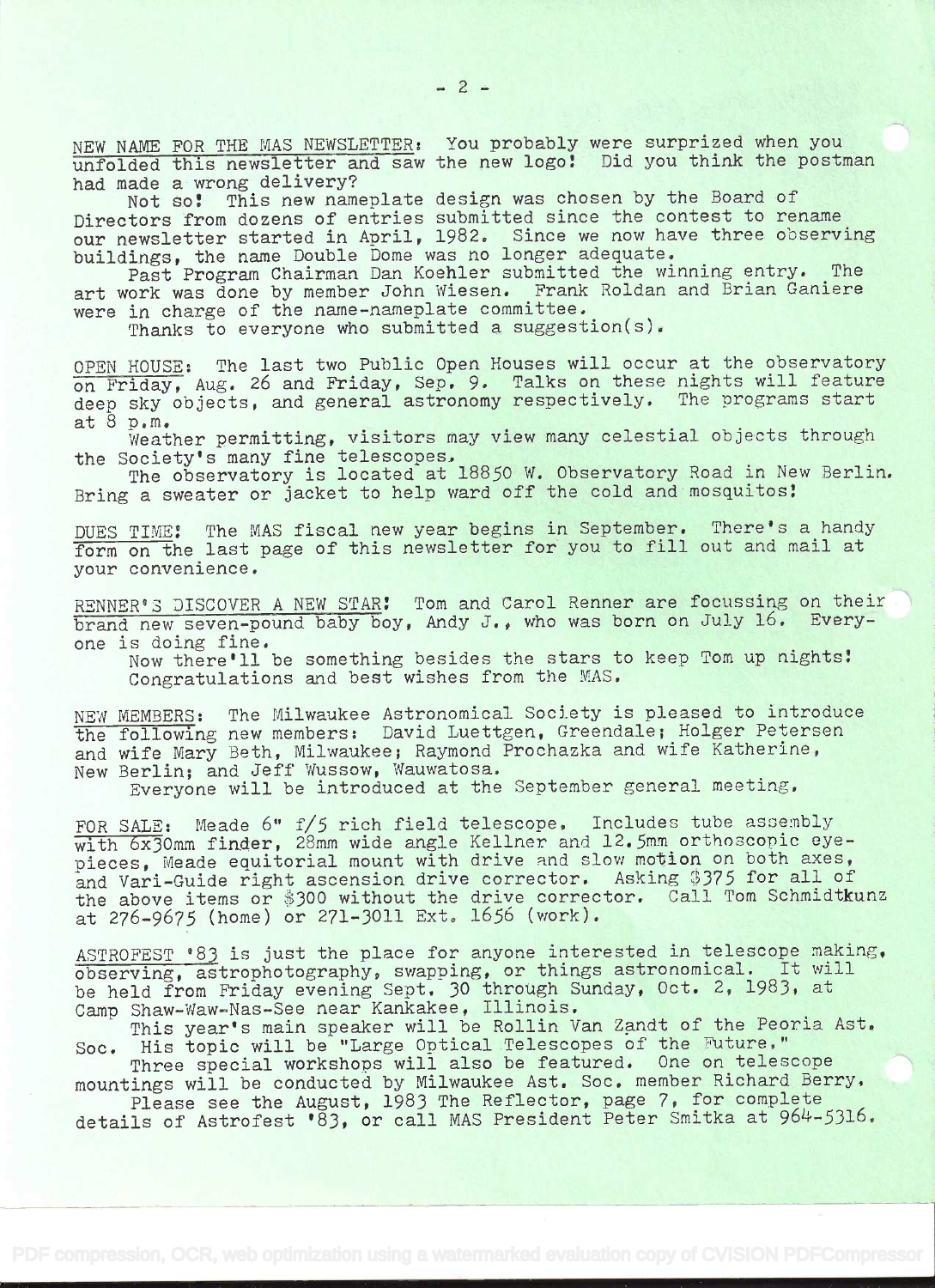**NEW NAME FOR THE MAS NEWSLETTER:** You probably were surprized when you unfolded this newsletter and saw the new logo! Did you think the postman had made a wrong delivery?

Not so! This new nameplate design was chosen by the Board of Directors from dozens of entries submitted since the contest to rename our newsletter started in April, 1982. Since we now have three observing buildings, the name Double Dome was no longer adequate.

Past Program Chairman Dan Koehler submitted the winning entry. The art work was done by member John Wiesen. Frank Roldan and Brian Ganiere were in charge of the name-nameplate committee.

Thanks to everyone who submitted a suggestion(s).

**OPEN HOUSE:** The last two Public Open Houses will occur at the observatory on Friday, Aug. 26 and Friday, Sep. 9. Talks on these nights will feature deep sky objects, and general astronomy respectively. The programs start at 8 p.m.

Weather permitting, visitors may view many celestial objects through the Society's many fine telescopes.

The observatory is located at 18850 W. Observatory Road in New Berlin. Bring a sweater or jacket to help ward off the cold and mosquitos!

**DUES TIME!** The MAS fiscal new year begins in September. There's a handy form on the last page of this newsletter for you to fill out and mail at your convenience.

**RENNER'S DISCOVER A NEW STAR!** Tom and Carol Renner are focussing on their brand new seven-pound baby boy, Andy J., who was born on July 16. Everyone is doing fine.

Now there'll be something besides the stars to keep Tom up nights! Congratulations and best wishes from the MAS.

**NEW MEMBERS:** The Milwaukee Astronomical Society is pleased to introduce the following new members: David Luettgen, Greendale; Holger Petersen and wife Mary Beth, Milwaukee; Raymond Prochazka and wife Katherine, New Berlin; and Jeff Wussow, Wauwatosa.

Everyone will be introduced at the September general meeting.

**FOR SALE:** Meade 6" f/5 rich field telescope. Includes tube assembly with 6x30mm finder, 28mm wide angle Kellner and 12.5mm orthoscopic eyepieces, Meade equitorial mount with drive and slow motion on both axes, and Vari-Guide right ascension drive corrector. Asking $375 for all of the above items or $300 without the drive corrector. Call Tom Schmidtkunz at 276-9675 (home) or 271-3011 Ext. 1656 (work).

**ASTROFEST '83** is just the place for anyone interested in telescope making, observing, astrophotography, swapping, or things astronomical. It will be held from Friday evening Sept. 30 through Sunday, Oct. 2, 1983, at Camp Shaw-Waw-Nas-See near Kankakee, Illinois.

This year's main speaker will be Rollin Van Zandt of the Peoria Ast. Soc. His topic will be "Large Optical Telescopes of the Future."

Three special workshops will also be featured. One on telescope mountings will be conducted by Milwaukee Ast. Soc. member Richard Berry.

Please see the August, 1983 The Reflector, page 7, for complete details of Astrofest '83, or call MAS President Peter Smitka at 964-5316.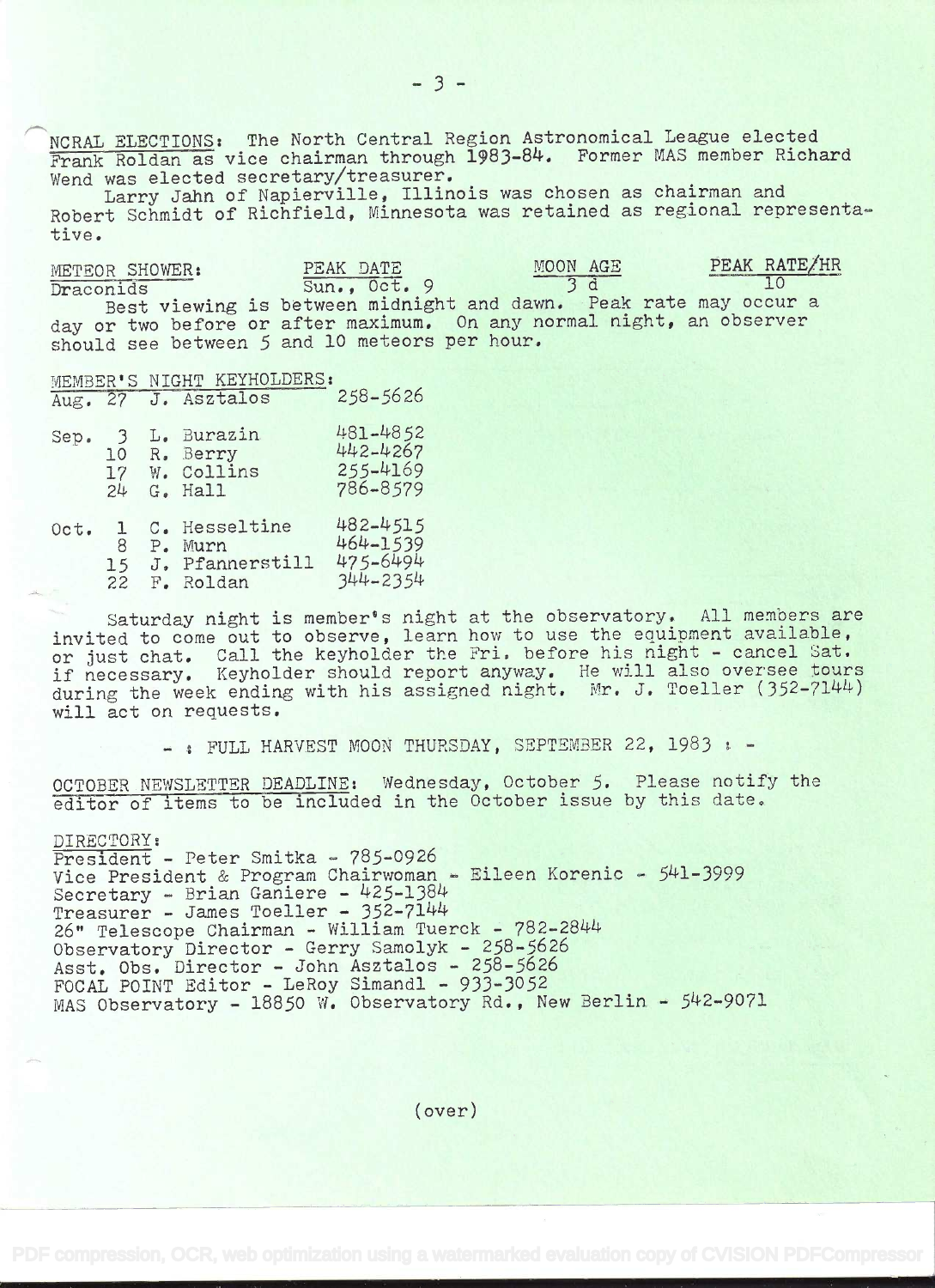NCRAL ELECTIONS: The North Central Region Astronomical League elected Frank Roldan as vice chairman through 1983-84. Former MAS member Richard Wend was elected secretary/treasurer.

Larry Jahn of Napierville, Illinois was chosen as chairman and Robert Schmidt of Richfield, Minnesota was retained as regional representative.

| METEOR SHOWER: | PEAK DATE | MOON AGE | PEAK RATE/HR |
|---|---|---|---|
| Draconids | Sun., Oct. 9 | 3 d | 10 |

Best viewing is between midnight and dawn. Peak rate may occur a day or two before or after maximum. On any normal night, an observer should see between 5 and 10 meteors per hour.

MEMBER'S NIGHT KEYHOLDERS:

| | | | |
|---|---|---|---|
| Aug. | 27 | J. Asztalos | 258-5626 |
| Sep. | 3 | L. Burazin | 481-4852 |
| | 10 | R. Berry | 442-4267 |
| | 17 | W. Collins | 255-4169 |
| | 24 | G. Hall | 786-8579 |
| Oct. | 1 | C. Hesseltine | 482-4515 |
| | 8 | P. Murn | 464-1539 |
| | 15 | J. Pfannerstill | 475-6494 |
| | 22 | F. Roldan | 344-2354 |

Saturday night is member's night at the observatory. All members are invited to come out to observe, learn how to use the equipment available, or just chat. Call the keyholder the Fri. before his night - cancel Sat. if necessary. Keyholder should report anyway. He will also oversee tours during the week ending with his assigned night. Mr. J. Toeller (352-7144) will act on requests.

- : FULL HARVEST MOON THURSDAY, SEPTEMBER 22, 1983 : -

OCTOBER NEWSLETTER DEADLINE: Wednesday, October 5. Please notify the editor of items to be included in the October issue by this date.

DIRECTORY:
President - Peter Smitka - 785-0926
Vice President & Program Chairwoman - Eileen Korenic - 541-3999
Secretary - Brian Ganiere - 425-1384
Treasurer - James Toeller - 352-7144
26" Telescope Chairman - William Tuerck - 782-2844
Observatory Director - Gerry Samolyk - 258-5626
Asst. Obs. Director - John Asztalos - 258-5626
FOCAL POINT Editor - LeRoy Simandl - 933-3052
MAS Observatory - 18850 W. Observatory Rd., New Berlin - 542-9071

(over)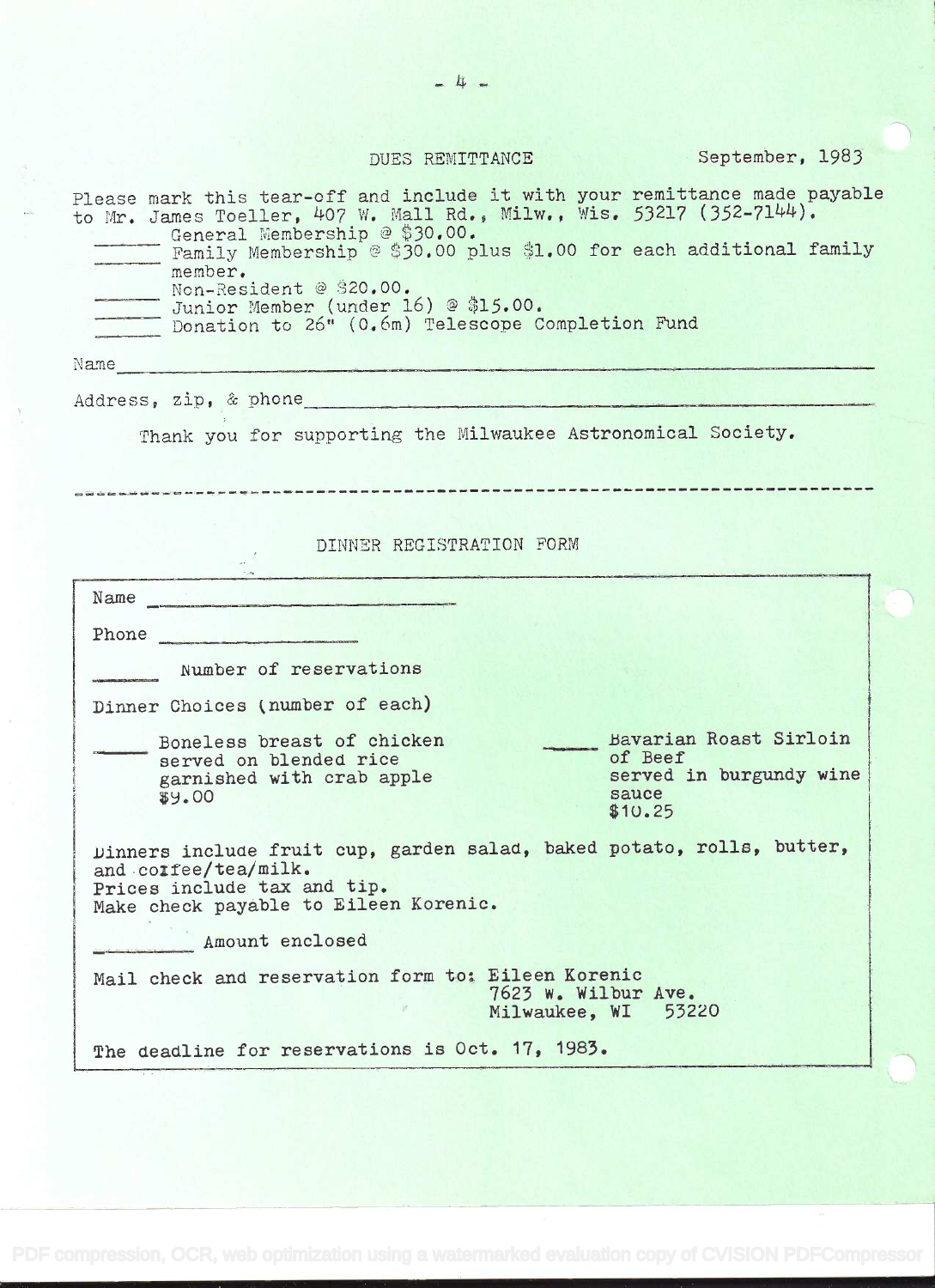## DUES REMITTANCE

September, 1983

Please mark this tear-off and include it with your remittance made payable to Mr. James Toeller, 407 W. Mall Rd., Milw., Wis. 53217 (352-7144).

_______ General Membership @ $30.00.
_______ Family Membership @ $30.00 plus $1.00 for each additional family member.
_______ Non-Resident @ $20.00.
_______ Junior Member (under 16) @ $15.00.
_______ Donation to 26" (0.6m) Telescope Completion Fund

Name ______________________________________________

Address, zip, & phone ______________________________________________

Thank you for supporting the Milwaukee Astronomical Society.

---

## DINNER REGISTRATION FORM

Name ______________________

Phone ____________

_______ Number of reservations

Dinner Choices (number of each)

_____ Boneless breast of chicken served on blended rice garnished with crab apple $9.00

_____ Bavarian Roast Sirloin of Beef served in burgundy wine sauce $10.25

Dinners include fruit cup, garden salad, baked potato, rolls, butter, and coffee/tea/milk.
Prices include tax and tip.
Make check payable to Eileen Korenic.

_________ Amount enclosed

Mail check and reservation form to: Eileen Korenic
7623 W. Wilbur Ave.
Milwaukee, WI 53220

The deadline for reservations is Oct. 17, 1983.